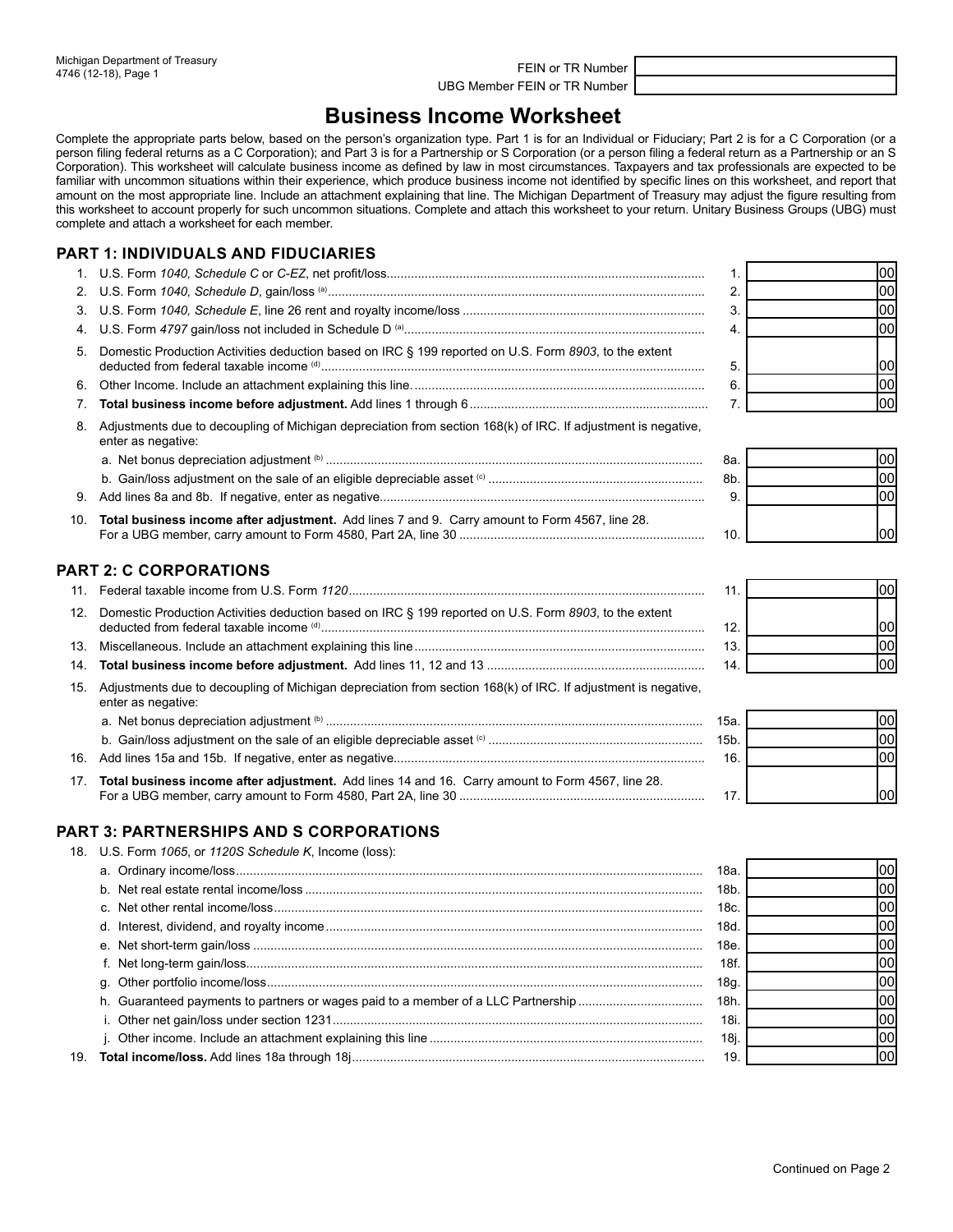Michigan Department of Treasury
4746 (12-18), Page 1

FEIN or TR Number

UBG Member FEIN or TR Number

# Business Income Worksheet

Complete the appropriate parts below, based on the person's organization type. Part 1 is for an Individual or Fiduciary; Part 2 is for a C Corporation (or a person filing federal returns as a C Corporation); and Part 3 is for a Partnership or S Corporation (or a person filing a federal return as a Partnership or an S Corporation). This worksheet will calculate business income as defined by law in most circumstances. Taxpayers and tax professionals are expected to be familiar with uncommon situations within their experience, which produce business income not identified by specific lines on this worksheet, and report that amount on the most appropriate line. Include an attachment explaining that line. The Michigan Department of Treasury may adjust the figure resulting from this worksheet to account properly for such uncommon situations. Complete and attach this worksheet to your return. Unitary Business Groups (UBG) must complete and attach a worksheet for each member.

## PART 1: INDIVIDUALS AND FIDUCIARIES

| | | | |
|---|---|---|---|
| 1. | U.S. Form *1040, Schedule C* or *C-EZ*, net profit/loss | 1. | 00 |
| 2. | U.S. Form *1040, Schedule D*, gain/loss [a] | 2. | 00 |
| 3. | U.S. Form *1040, Schedule E*, line 26 rent and royalty income/loss | 3. | 00 |
| 4. | U.S. Form *4797* gain/loss not included in Schedule D [a] | 4. | 00 |
| 5. | Domestic Production Activities deduction based on IRC § 199 reported on U.S. Form *8903*, to the extent deducted from federal taxable income [d] | 5. | 00 |
| 6. | Other Income. Include an attachment explaining this line | 6. | 00 |
| 7. | **Total business income before adjustment.** Add lines 1 through 6 | 7. | 00 |
| 8. | Adjustments due to decoupling of Michigan depreciation from section 168(k) of IRC. If adjustment is negative, enter as negative: | | |
| | a. Net bonus depreciation adjustment [b] | 8a. | 00 |
| | b. Gain/loss adjustment on the sale of an eligible depreciable asset [c] | 8b. | 00 |
| 9. | Add lines 8a and 8b. If negative, enter as negative | 9. | 00 |
| 10. | **Total business income after adjustment.** Add lines 7 and 9. Carry amount to Form 4567, line 28. For a UBG member, carry amount to Form 4580, Part 2A, line 30 | 10. | 00 |

## PART 2: C CORPORATIONS

| | | | |
|---|---|---|---|
| 11. | Federal taxable income from U.S. Form *1120* | 11. | 00 |
| 12. | Domestic Production Activities deduction based on IRC § 199 reported on U.S. Form *8903*, to the extent deducted from federal taxable income [d] | 12. | 00 |
| 13. | Miscellaneous. Include an attachment explaining this line | 13. | 00 |
| 14. | **Total business income before adjustment.** Add lines 11, 12 and 13 | 14. | 00 |
| 15. | Adjustments due to decoupling of Michigan depreciation from section 168(k) of IRC. If adjustment is negative, enter as negative: | | |
| | a. Net bonus depreciation adjustment [b] | 15a. | 00 |
| | b. Gain/loss adjustment on the sale of an eligible depreciable asset [c] | 15b. | 00 |
| 16. | Add lines 15a and 15b. If negative, enter as negative | 16. | 00 |
| 17. | **Total business income after adjustment.** Add lines 14 and 16. Carry amount to Form 4567, line 28. For a UBG member, carry amount to Form 4580, Part 2A, line 30 | 17. | 00 |

## PART 3: PARTNERSHIPS AND S CORPORATIONS

| | | | |
|---|---|---|---|
| 18. | U.S. Form *1065*, or *1120S Schedule K*, Income (loss): | | |
| | a. Ordinary income/loss | 18a. | 00 |
| | b. Net real estate rental income/loss | 18b. | 00 |
| | c. Net other rental income/loss | 18c. | 00 |
| | d. Interest, dividend, and royalty income | 18d. | 00 |
| | e. Net short-term gain/loss | 18e. | 00 |
| | f. Net long-term gain/loss | 18f. | 00 |
| | g. Other portfolio income/loss | 18g. | 00 |
| | h. Guaranteed payments to partners or wages paid to a member of a LLC Partnership | 18h. | 00 |
| | i. Other net gain/loss under section 1231 | 18i. | 00 |
| | j. Other income. Include an attachment explaining this line | 18j. | 00 |
| 19. | **Total income/loss.** Add lines 18a through 18j | 19. | 00 |

Continued on Page 2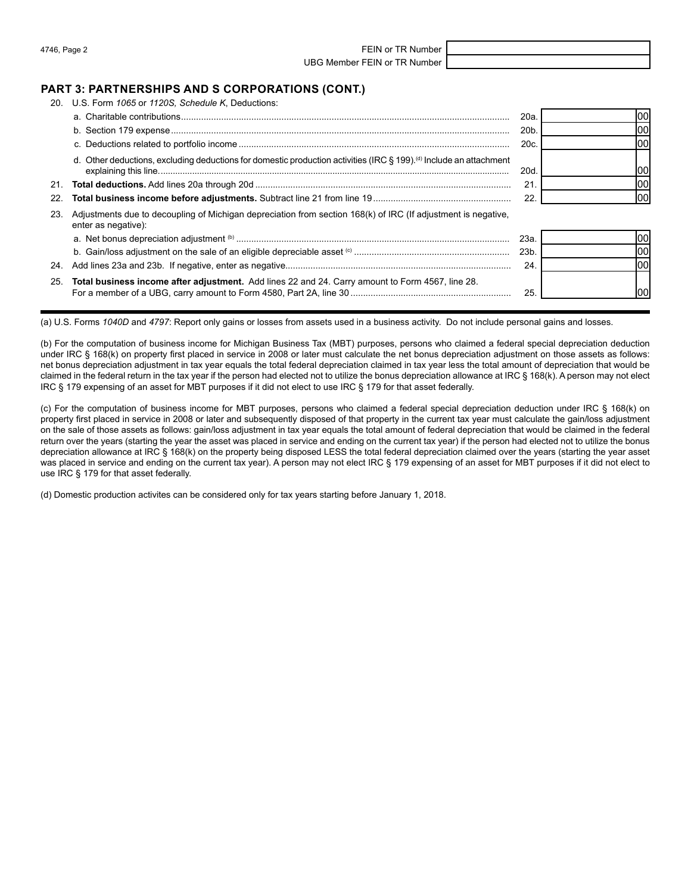FEIN or TR Number

UBG Member FEIN or TR Number

## PART 3: PARTNERSHIPS AND S CORPORATIONS (CONT.)

| | | | |
|---|---|---|---|
| 20. | U.S. Form *1065* or *1120S, Schedule K*, Deductions: | | |
| | a. Charitable contributions | 20a. | 00 |
| | b. Section 179 expense | 20b. | 00 |
| | c. Deductions related to portfolio income | 20c. | 00 |
| | d. Other deductions, excluding deductions for domestic production activities (IRC § 199).[d] Include an attachment explaining this line. | 20d. | 00 |
| 21. | **Total deductions.** Add lines 20a through 20d | 21. | 00 |
| 22. | **Total business income before adjustments.** Subtract line 21 from line 19 | 22. | 00 |
| 23. | Adjustments due to decoupling of Michigan depreciation from section 168(k) of IRC (If adjustment is negative, enter as negative): | | |
| | a. Net bonus depreciation adjustment [b] | 23a. | 00 |
| | b. Gain/loss adjustment on the sale of an eligible depreciable asset [c] | 23b. | 00 |
| 24. | Add lines 23a and 23b. If negative, enter as negative. | 24. | 00 |
| 25. | **Total business income after adjustment.** Add lines 22 and 24. Carry amount to Form 4567, line 28. For a member of a UBG, carry amount to Form 4580, Part 2A, line 30 | 25. | 00 |

(a) U.S. Forms *1040D* and *4797*: Report only gains or losses from assets used in a business activity. Do not include personal gains and losses.

(b) For the computation of business income for Michigan Business Tax (MBT) purposes, persons who claimed a federal special depreciation deduction under IRC § 168(k) on property first placed in service in 2008 or later must calculate the net bonus depreciation adjustment on those assets as follows: net bonus depreciation adjustment in tax year equals the total federal depreciation claimed in tax year less the total amount of depreciation that would be claimed in the federal return in the tax year if the person had elected not to utilize the bonus depreciation allowance at IRC § 168(k). A person may not elect IRC § 179 expensing of an asset for MBT purposes if it did not elect to use IRC § 179 for that asset federally.

(c) For the computation of business income for MBT purposes, persons who claimed a federal special depreciation deduction under IRC § 168(k) on property first placed in service in 2008 or later and subsequently disposed of that property in the current tax year must calculate the gain/loss adjustment on the sale of those assets as follows: gain/loss adjustment in tax year equals the total amount of federal depreciation that would be claimed in the federal return over the years (starting the year the asset was placed in service and ending on the current tax year) if the person had elected not to utilize the bonus depreciation allowance at IRC § 168(k) on the property being disposed LESS the total federal depreciation claimed over the years (starting the year asset was placed in service and ending on the current tax year). A person may not elect IRC § 179 expensing of an asset for MBT purposes if it did not elect to use IRC § 179 for that asset federally.

(d) Domestic production activites can be considered only for tax years starting before January 1, 2018.